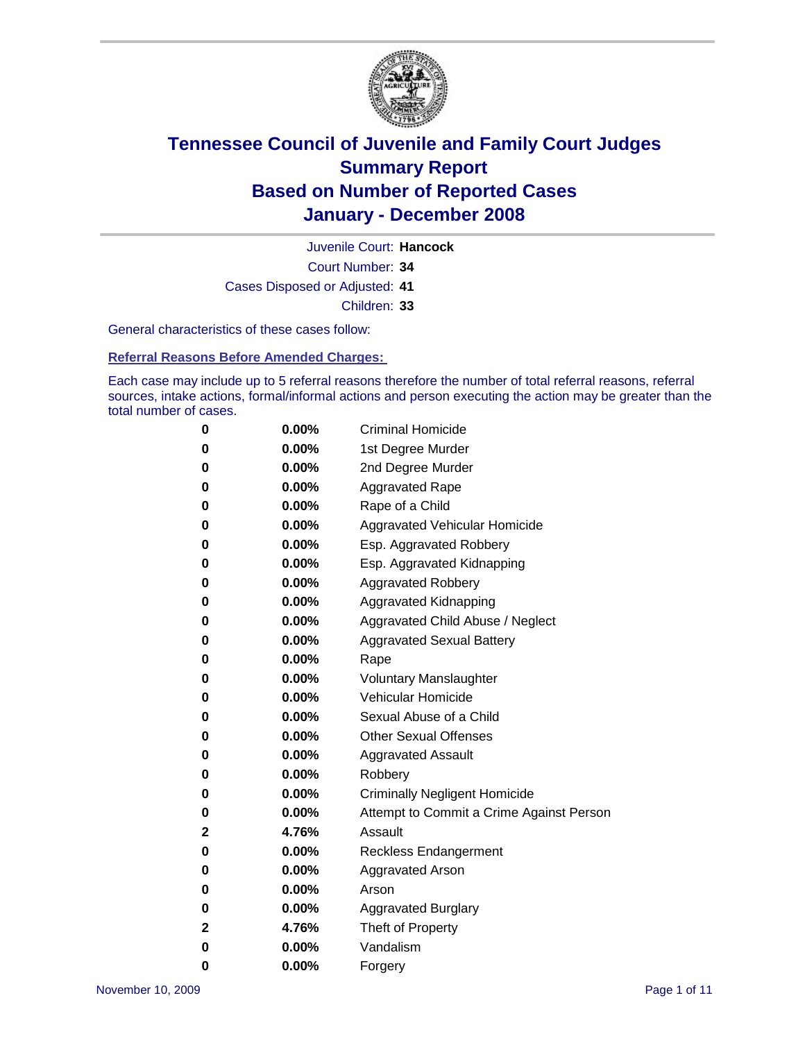# Tennessee Council of Juvenile and Family Court Judges
## Summary Report
## Based on Number of Reported Cases
## January - December 2008

Juvenile Court: **Hancock**
Court Number: **34**
Cases Disposed or Adjusted: **41**
Children: **33**

General characteristics of these cases follow:

### Referral Reasons Before Amended Charges:

Each case may include up to 5 referral reasons therefore the number of total referral reasons, referral sources, intake actions, formal/informal actions and person executing the action may be greater than the total number of cases.

| Count | Percent | Referral Reason |
|---|---|---|
| 0 | 0.00% | Criminal Homicide |
| 0 | 0.00% | 1st Degree Murder |
| 0 | 0.00% | 2nd Degree Murder |
| 0 | 0.00% | Aggravated Rape |
| 0 | 0.00% | Rape of a Child |
| 0 | 0.00% | Aggravated Vehicular Homicide |
| 0 | 0.00% | Esp. Aggravated Robbery |
| 0 | 0.00% | Esp. Aggravated Kidnapping |
| 0 | 0.00% | Aggravated Robbery |
| 0 | 0.00% | Aggravated Kidnapping |
| 0 | 0.00% | Aggravated Child Abuse / Neglect |
| 0 | 0.00% | Aggravated Sexual Battery |
| 0 | 0.00% | Rape |
| 0 | 0.00% | Voluntary Manslaughter |
| 0 | 0.00% | Vehicular Homicide |
| 0 | 0.00% | Sexual Abuse of a Child |
| 0 | 0.00% | Other Sexual Offenses |
| 0 | 0.00% | Aggravated Assault |
| 0 | 0.00% | Robbery |
| 0 | 0.00% | Criminally Negligent Homicide |
| 0 | 0.00% | Attempt to Commit a Crime Against Person |
| 2 | 4.76% | Assault |
| 0 | 0.00% | Reckless Endangerment |
| 0 | 0.00% | Aggravated Arson |
| 0 | 0.00% | Arson |
| 0 | 0.00% | Aggravated Burglary |
| 2 | 4.76% | Theft of Property |
| 0 | 0.00% | Vandalism |
| 0 | 0.00% | Forgery |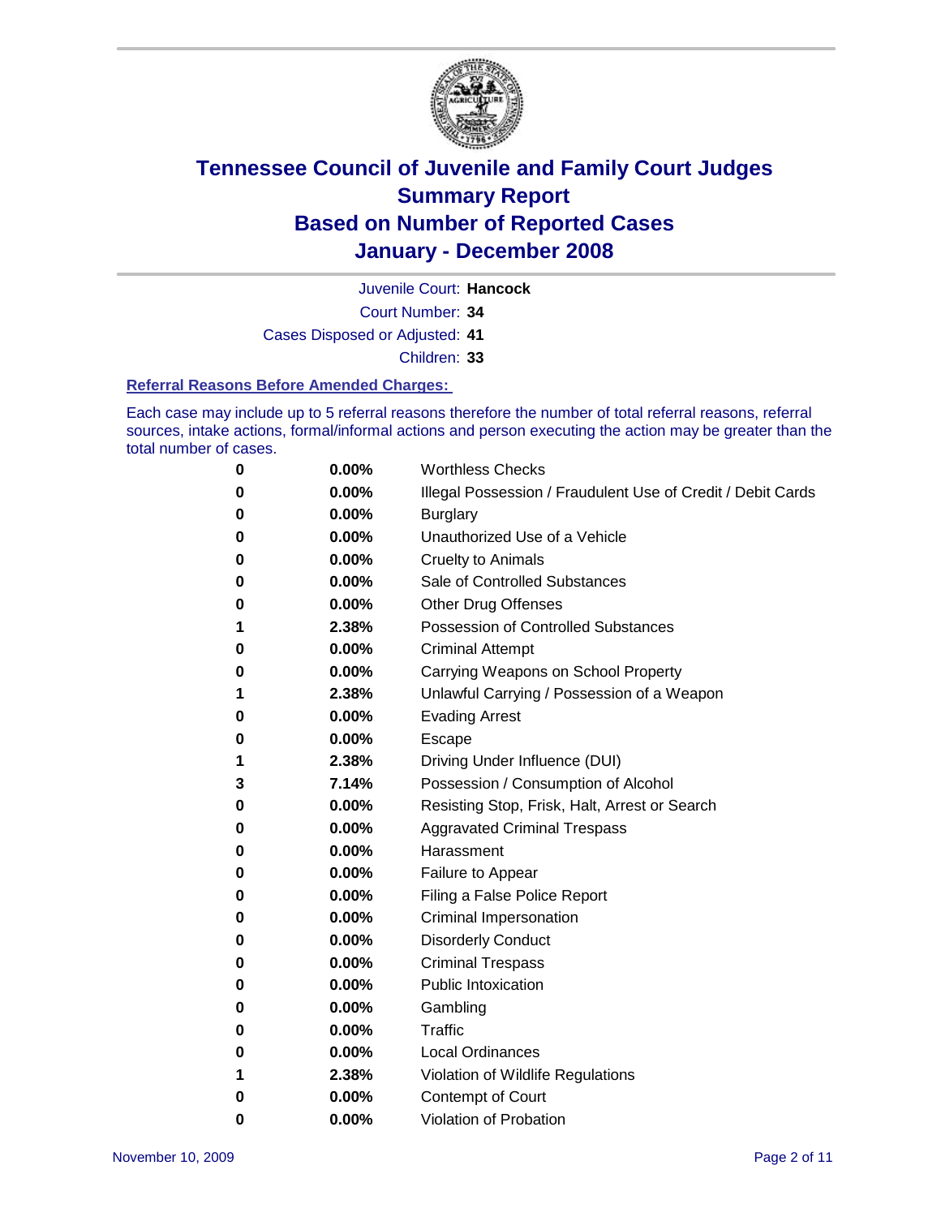# Tennessee Council of Juvenile and Family Court Judges
## Summary Report
## Based on Number of Reported Cases
## January - December 2008

Juvenile Court: **Hancock**

Court Number: **34**

Cases Disposed or Adjusted: **41**

Children: **33**

### Referral Reasons Before Amended Charges:

Each case may include up to 5 referral reasons therefore the number of total referral reasons, referral sources, intake actions, formal/informal actions and person executing the action may be greater than the total number of cases.

| | | |
|---|---|---|
| 0 | 0.00% | Worthless Checks |
| 0 | 0.00% | Illegal Possession / Fraudulent Use of Credit / Debit Cards |
| 0 | 0.00% | Burglary |
| 0 | 0.00% | Unauthorized Use of a Vehicle |
| 0 | 0.00% | Cruelty to Animals |
| 0 | 0.00% | Sale of Controlled Substances |
| 0 | 0.00% | Other Drug Offenses |
| 1 | 2.38% | Possession of Controlled Substances |
| 0 | 0.00% | Criminal Attempt |
| 0 | 0.00% | Carrying Weapons on School Property |
| 1 | 2.38% | Unlawful Carrying / Possession of a Weapon |
| 0 | 0.00% | Evading Arrest |
| 0 | 0.00% | Escape |
| 1 | 2.38% | Driving Under Influence (DUI) |
| 3 | 7.14% | Possession / Consumption of Alcohol |
| 0 | 0.00% | Resisting Stop, Frisk, Halt, Arrest or Search |
| 0 | 0.00% | Aggravated Criminal Trespass |
| 0 | 0.00% | Harassment |
| 0 | 0.00% | Failure to Appear |
| 0 | 0.00% | Filing a False Police Report |
| 0 | 0.00% | Criminal Impersonation |
| 0 | 0.00% | Disorderly Conduct |
| 0 | 0.00% | Criminal Trespass |
| 0 | 0.00% | Public Intoxication |
| 0 | 0.00% | Gambling |
| 0 | 0.00% | Traffic |
| 0 | 0.00% | Local Ordinances |
| 1 | 2.38% | Violation of Wildlife Regulations |
| 0 | 0.00% | Contempt of Court |
| 0 | 0.00% | Violation of Probation |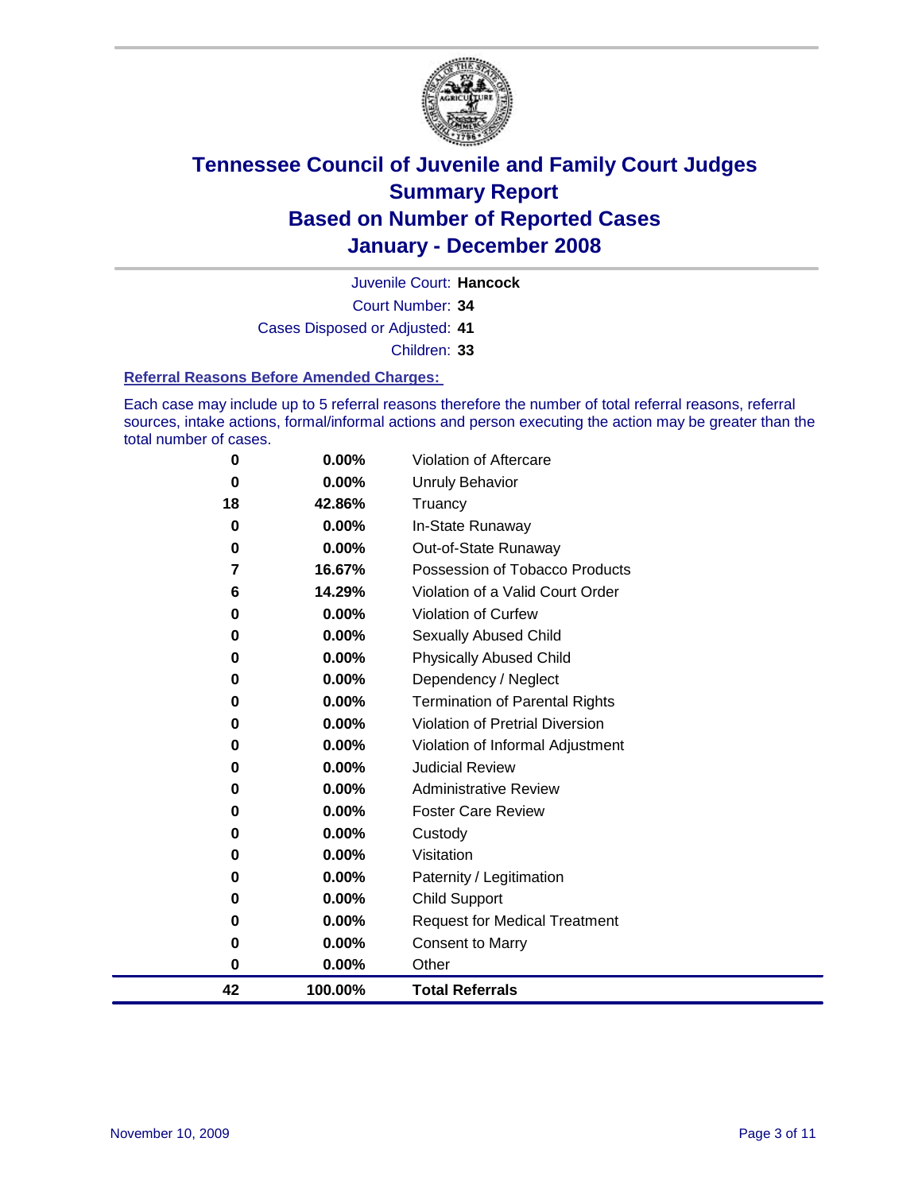# Tennessee Council of Juvenile and Family Court Judges
## Summary Report
## Based on Number of Reported Cases
## January - December 2008

Juvenile Court: **Hancock**

Court Number: **34**

Cases Disposed or Adjusted: **41**

Children: **33**

### Referral Reasons Before Amended Charges:

Each case may include up to 5 referral reasons therefore the number of total referral reasons, referral sources, intake actions, formal/informal actions and person executing the action may be greater than the total number of cases.

| Count | Percent | Referral Reason |
|---|---|---|
| 0 | 0.00% | Violation of Aftercare |
| 0 | 0.00% | Unruly Behavior |
| 18 | 42.86% | Truancy |
| 0 | 0.00% | In-State Runaway |
| 0 | 0.00% | Out-of-State Runaway |
| 7 | 16.67% | Possession of Tobacco Products |
| 6 | 14.29% | Violation of a Valid Court Order |
| 0 | 0.00% | Violation of Curfew |
| 0 | 0.00% | Sexually Abused Child |
| 0 | 0.00% | Physically Abused Child |
| 0 | 0.00% | Dependency / Neglect |
| 0 | 0.00% | Termination of Parental Rights |
| 0 | 0.00% | Violation of Pretrial Diversion |
| 0 | 0.00% | Violation of Informal Adjustment |
| 0 | 0.00% | Judicial Review |
| 0 | 0.00% | Administrative Review |
| 0 | 0.00% | Foster Care Review |
| 0 | 0.00% | Custody |
| 0 | 0.00% | Visitation |
| 0 | 0.00% | Paternity / Legitimation |
| 0 | 0.00% | Child Support |
| 0 | 0.00% | Request for Medical Treatment |
| 0 | 0.00% | Consent to Marry |
| 0 | 0.00% | Other |
| **42** | **100.00%** | **Total Referrals** |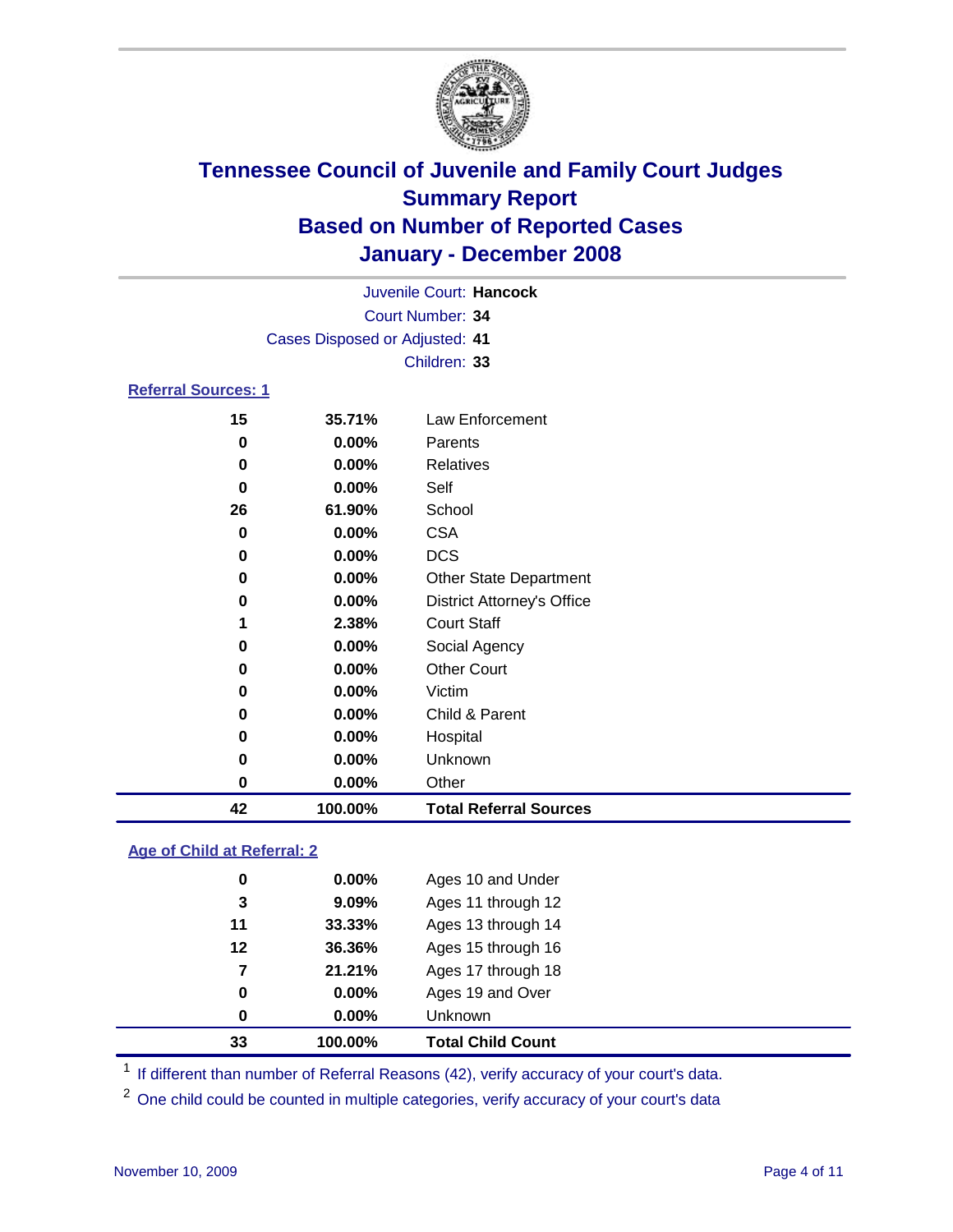# Tennessee Council of Juvenile and Family Court Judges
## Summary Report
## Based on Number of Reported Cases
## January - December 2008

Juvenile Court: **Hancock**
Court Number: **34**
Cases Disposed or Adjusted: **41**
Children: **33**

### Referral Sources: 1

| | | |
|---|---|---|
| 15 | 35.71% | Law Enforcement |
| 0 | 0.00% | Parents |
| 0 | 0.00% | Relatives |
| 0 | 0.00% | Self |
| 26 | 61.90% | School |
| 0 | 0.00% | CSA |
| 0 | 0.00% | DCS |
| 0 | 0.00% | Other State Department |
| 0 | 0.00% | District Attorney's Office |
| 1 | 2.38% | Court Staff |
| 0 | 0.00% | Social Agency |
| 0 | 0.00% | Other Court |
| 0 | 0.00% | Victim |
| 0 | 0.00% | Child & Parent |
| 0 | 0.00% | Hospital |
| 0 | 0.00% | Unknown |
| 0 | 0.00% | Other |
| **42** | **100.00%** | **Total Referral Sources** |

### Age of Child at Referral: 2

| | | |
|---|---|---|
| 0 | 0.00% | Ages 10 and Under |
| 3 | 9.09% | Ages 11 through 12 |
| 11 | 33.33% | Ages 13 through 14 |
| 12 | 36.36% | Ages 15 through 16 |
| 7 | 21.21% | Ages 17 through 18 |
| 0 | 0.00% | Ages 19 and Over |
| 0 | 0.00% | Unknown |
| **33** | **100.00%** | **Total Child Count** |

[1] If different than number of Referral Reasons (42), verify accuracy of your court's data.

[2] One child could be counted in multiple categories, verify accuracy of your court's data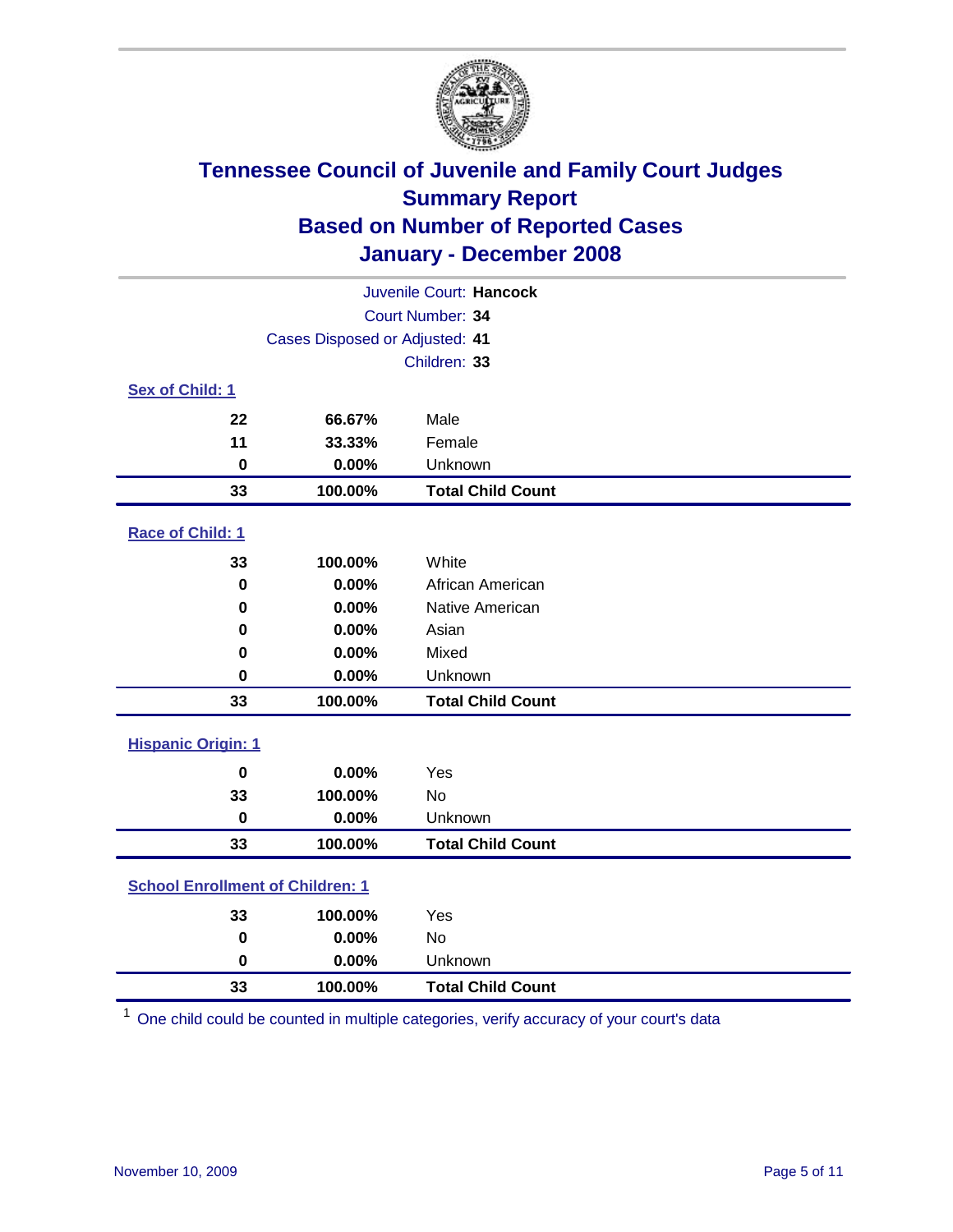# Tennessee Council of Juvenile and Family Court Judges
## Summary Report
## Based on Number of Reported Cases
## January - December 2008

Juvenile Court: **Hancock**
Court Number: **34**
Cases Disposed or Adjusted: **41**
Children: **33**

### Sex of Child: 1

| Count | Percent | Category |
|---|---|---|
| 22 | 66.67% | Male |
| 11 | 33.33% | Female |
| 0 | 0.00% | Unknown |
| **33** | **100.00%** | **Total Child Count** |

### Race of Child: 1

| Count | Percent | Category |
|---|---|---|
| 33 | 100.00% | White |
| 0 | 0.00% | African American |
| 0 | 0.00% | Native American |
| 0 | 0.00% | Asian |
| 0 | 0.00% | Mixed |
| 0 | 0.00% | Unknown |
| **33** | **100.00%** | **Total Child Count** |

### Hispanic Origin: 1

| Count | Percent | Category |
|---|---|---|
| 0 | 0.00% | Yes |
| 33 | 100.00% | No |
| 0 | 0.00% | Unknown |
| **33** | **100.00%** | **Total Child Count** |

### School Enrollment of Children: 1

| Count | Percent | Category |
|---|---|---|
| 33 | 100.00% | Yes |
| 0 | 0.00% | No |
| 0 | 0.00% | Unknown |
| **33** | **100.00%** | **Total Child Count** |

[1] One child could be counted in multiple categories, verify accuracy of your court's data

November 10, 2009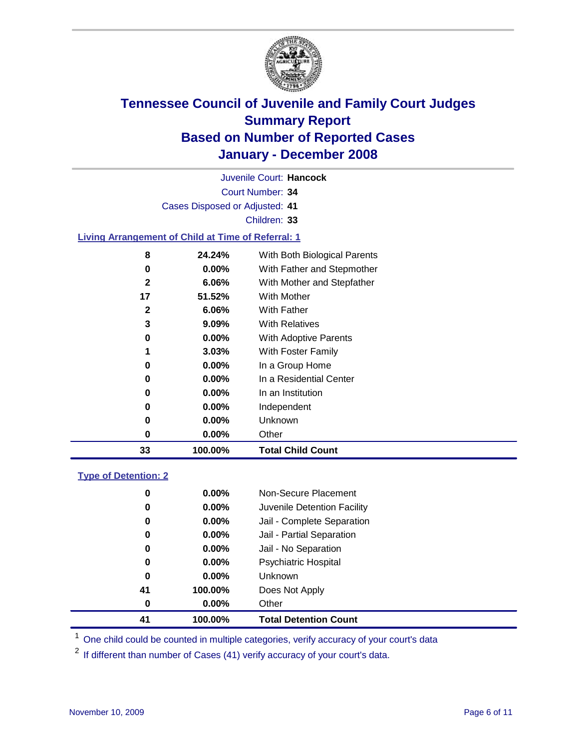# Tennessee Council of Juvenile and Family Court Judges
## Summary Report
## Based on Number of Reported Cases
## January - December 2008

Juvenile Court: **Hancock**

Court Number: **34**

Cases Disposed or Adjusted: **41**

Children: **33**

### Living Arrangement of Child at Time of Referral: 1

| Count | Percent | Category |
|---|---|---|
| 8 | 24.24% | With Both Biological Parents |
| 0 | 0.00% | With Father and Stepmother |
| 2 | 6.06% | With Mother and Stepfather |
| 17 | 51.52% | With Mother |
| 2 | 6.06% | With Father |
| 3 | 9.09% | With Relatives |
| 0 | 0.00% | With Adoptive Parents |
| 1 | 3.03% | With Foster Family |
| 0 | 0.00% | In a Group Home |
| 0 | 0.00% | In a Residential Center |
| 0 | 0.00% | In an Institution |
| 0 | 0.00% | Independent |
| 0 | 0.00% | Unknown |
| 0 | 0.00% | Other |
| **33** | **100.00%** | **Total Child Count** |

### Type of Detention: 2

| Count | Percent | Category |
|---|---|---|
| 0 | 0.00% | Non-Secure Placement |
| 0 | 0.00% | Juvenile Detention Facility |
| 0 | 0.00% | Jail - Complete Separation |
| 0 | 0.00% | Jail - Partial Separation |
| 0 | 0.00% | Jail - No Separation |
| 0 | 0.00% | Psychiatric Hospital |
| 0 | 0.00% | Unknown |
| 41 | 100.00% | Does Not Apply |
| 0 | 0.00% | Other |
| **41** | **100.00%** | **Total Detention Count** |

[1] One child could be counted in multiple categories, verify accuracy of your court's data

[2] If different than number of Cases (41) verify accuracy of your court's data.

November 10, 2009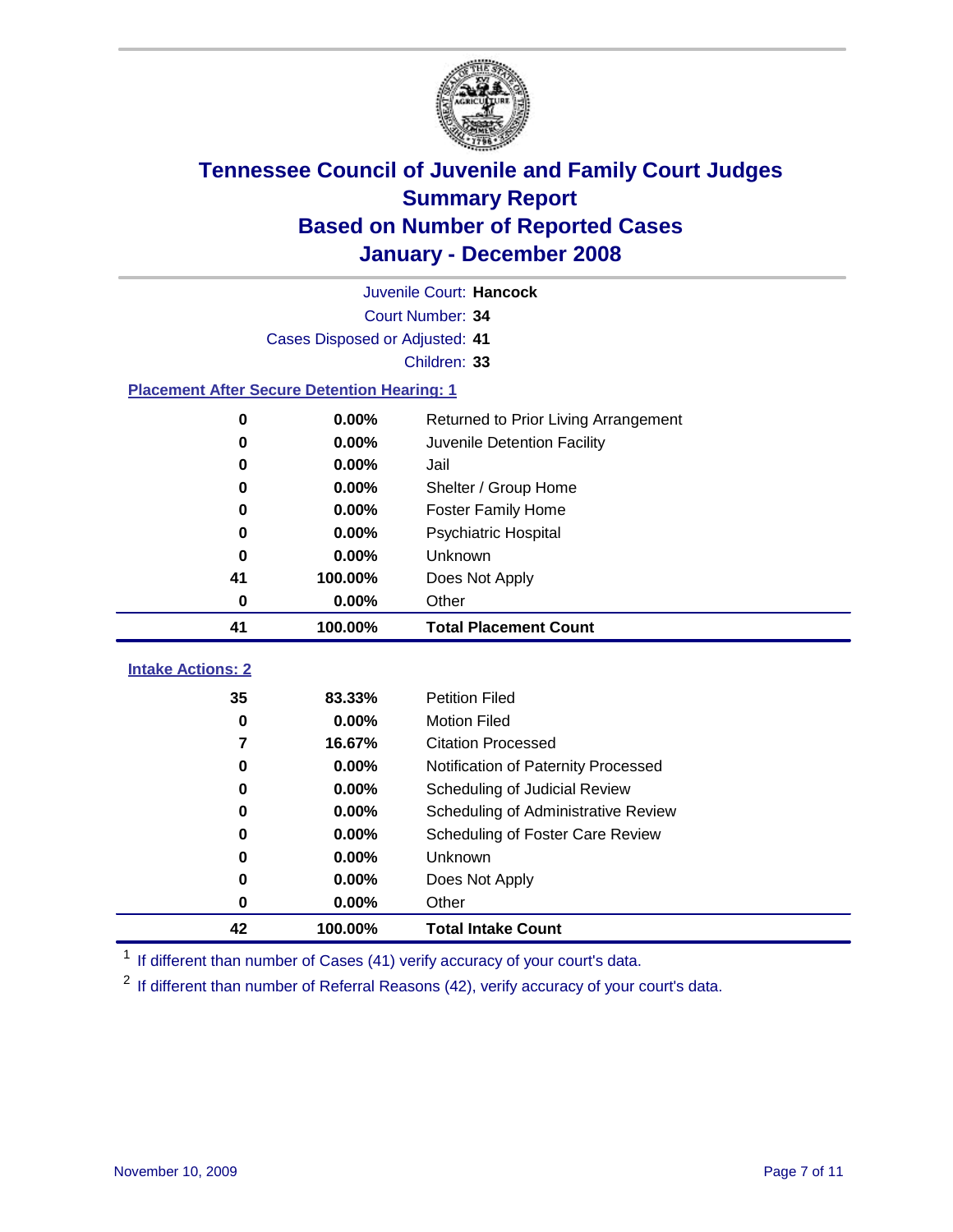# Tennessee Council of Juvenile and Family Court Judges
## Summary Report
## Based on Number of Reported Cases
## January - December 2008

Juvenile Court: **Hancock**

Court Number: **34**

Cases Disposed or Adjusted: **41**

Children: **33**

### Placement After Secure Detention Hearing: 1

| Count | Percent | Placement |
|---|---|---|
| 0 | 0.00% | Returned to Prior Living Arrangement |
| 0 | 0.00% | Juvenile Detention Facility |
| 0 | 0.00% | Jail |
| 0 | 0.00% | Shelter / Group Home |
| 0 | 0.00% | Foster Family Home |
| 0 | 0.00% | Psychiatric Hospital |
| 0 | 0.00% | Unknown |
| 41 | 100.00% | Does Not Apply |
| 0 | 0.00% | Other |
| **41** | **100.00%** | **Total Placement Count** |

### Intake Actions: 2

| Count | Percent | Intake Action |
|---|---|---|
| 35 | 83.33% | Petition Filed |
| 0 | 0.00% | Motion Filed |
| 7 | 16.67% | Citation Processed |
| 0 | 0.00% | Notification of Paternity Processed |
| 0 | 0.00% | Scheduling of Judicial Review |
| 0 | 0.00% | Scheduling of Administrative Review |
| 0 | 0.00% | Scheduling of Foster Care Review |
| 0 | 0.00% | Unknown |
| 0 | 0.00% | Does Not Apply |
| 0 | 0.00% | Other |
| **42** | **100.00%** | **Total Intake Count** |

[1] If different than number of Cases (41) verify accuracy of your court's data.

[2] If different than number of Referral Reasons (42), verify accuracy of your court's data.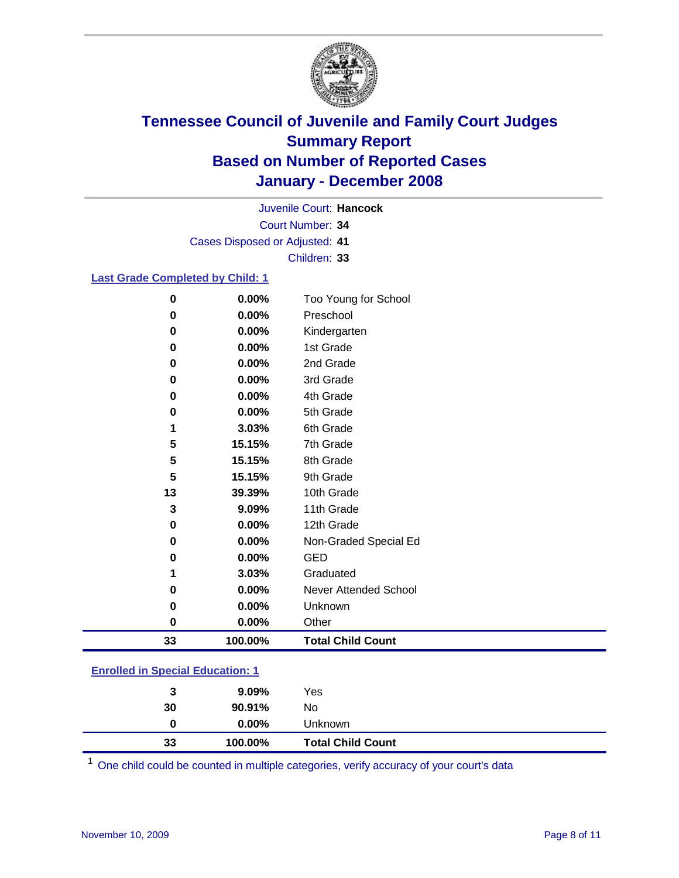# Tennessee Council of Juvenile and Family Court Judges
## Summary Report
## Based on Number of Reported Cases
## January - December 2008

Juvenile Court: **Hancock**
Court Number: **34**
Cases Disposed or Adjusted: **41**
Children: **33**

### Last Grade Completed by Child: 1

| Count | Percent | Category |
|---|---|---|
| 0 | 0.00% | Too Young for School |
| 0 | 0.00% | Preschool |
| 0 | 0.00% | Kindergarten |
| 0 | 0.00% | 1st Grade |
| 0 | 0.00% | 2nd Grade |
| 0 | 0.00% | 3rd Grade |
| 0 | 0.00% | 4th Grade |
| 0 | 0.00% | 5th Grade |
| 1 | 3.03% | 6th Grade |
| 5 | 15.15% | 7th Grade |
| 5 | 15.15% | 8th Grade |
| 5 | 15.15% | 9th Grade |
| 13 | 39.39% | 10th Grade |
| 3 | 9.09% | 11th Grade |
| 0 | 0.00% | 12th Grade |
| 0 | 0.00% | Non-Graded Special Ed |
| 0 | 0.00% | GED |
| 1 | 3.03% | Graduated |
| 0 | 0.00% | Never Attended School |
| 0 | 0.00% | Unknown |
| 0 | 0.00% | Other |
| **33** | **100.00%** | **Total Child Count** |

### Enrolled in Special Education: 1

| Count | Percent | Category |
|---|---|---|
| 3 | 9.09% | Yes |
| 30 | 90.91% | No |
| 0 | 0.00% | Unknown |
| **33** | **100.00%** | **Total Child Count** |

[1] One child could be counted in multiple categories, verify accuracy of your court's data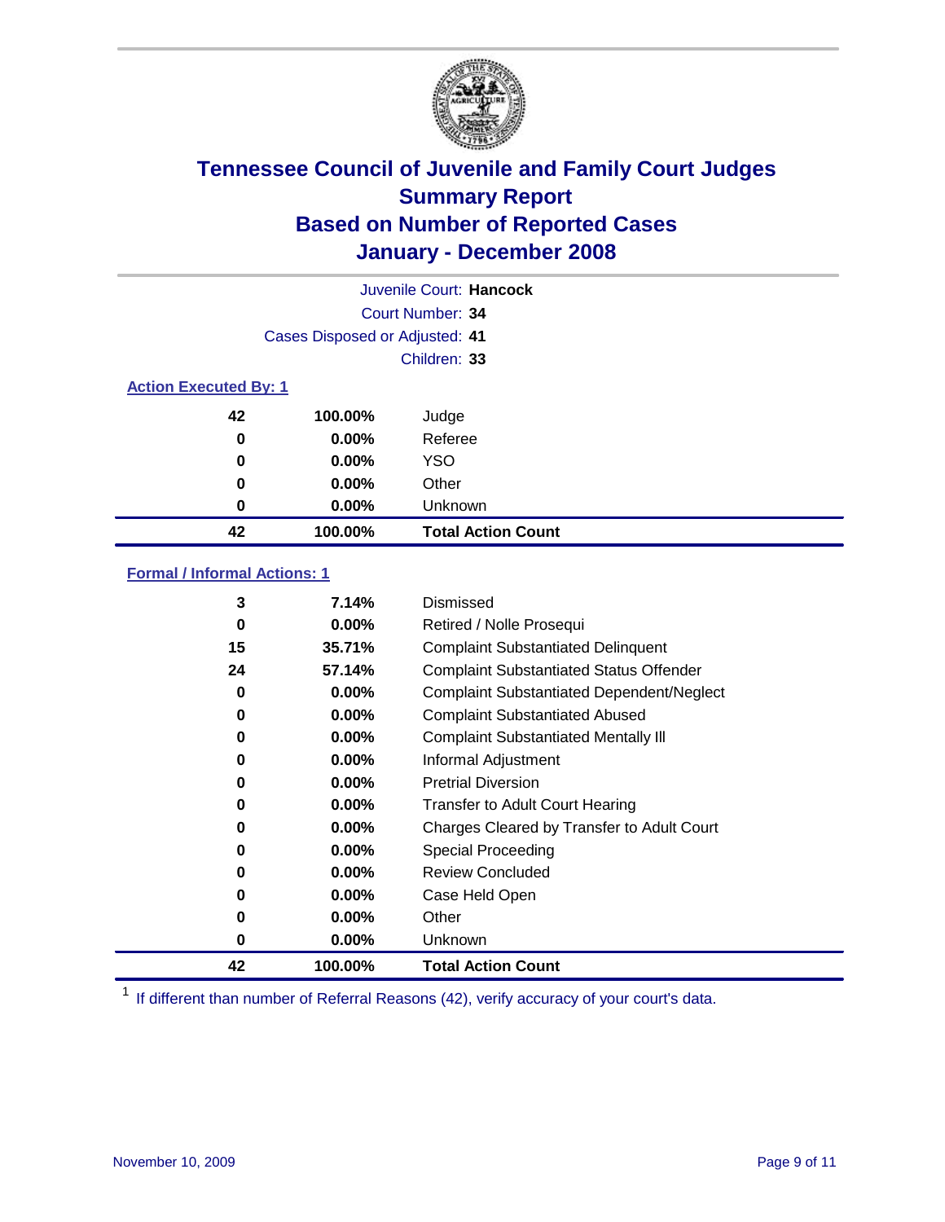# Tennessee Council of Juvenile and Family Court Judges
## Summary Report
## Based on Number of Reported Cases
## January - December 2008

Juvenile Court: **Hancock**
Court Number: **34**
Cases Disposed or Adjusted: **41**
Children: **33**

### Action Executed By: 1

| Count | Percent | Category |
|---|---|---|
| 42 | 100.00% | Judge |
| 0 | 0.00% | Referee |
| 0 | 0.00% | YSO |
| 0 | 0.00% | Other |
| 0 | 0.00% | Unknown |
| **42** | **100.00%** | **Total Action Count** |

### Formal / Informal Actions: 1

| Count | Percent | Category |
|---|---|---|
| 3 | 7.14% | Dismissed |
| 0 | 0.00% | Retired / Nolle Prosequi |
| 15 | 35.71% | Complaint Substantiated Delinquent |
| 24 | 57.14% | Complaint Substantiated Status Offender |
| 0 | 0.00% | Complaint Substantiated Dependent/Neglect |
| 0 | 0.00% | Complaint Substantiated Abused |
| 0 | 0.00% | Complaint Substantiated Mentally Ill |
| 0 | 0.00% | Informal Adjustment |
| 0 | 0.00% | Pretrial Diversion |
| 0 | 0.00% | Transfer to Adult Court Hearing |
| 0 | 0.00% | Charges Cleared by Transfer to Adult Court |
| 0 | 0.00% | Special Proceeding |
| 0 | 0.00% | Review Concluded |
| 0 | 0.00% | Case Held Open |
| 0 | 0.00% | Other |
| 0 | 0.00% | Unknown |
| **42** | **100.00%** | **Total Action Count** |

[1] If different than number of Referral Reasons (42), verify accuracy of your court's data.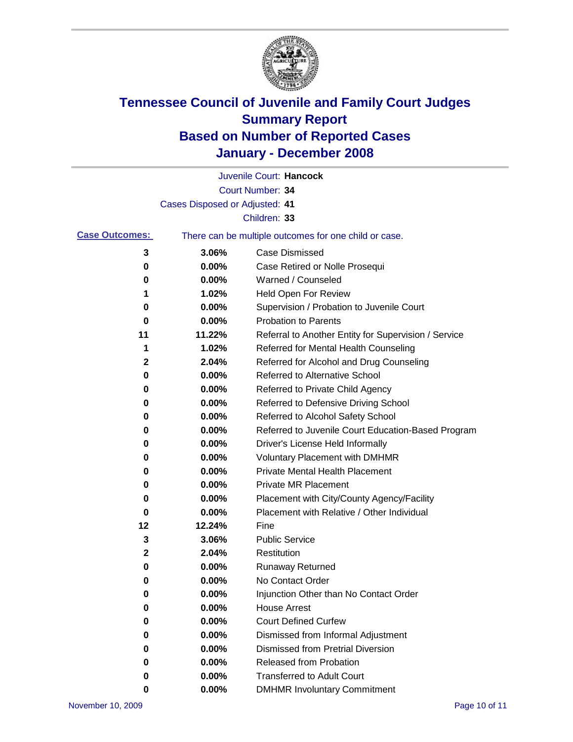# Tennessee Council of Juvenile and Family Court Judges
## Summary Report
## Based on Number of Reported Cases
## January - December 2008

Juvenile Court: **Hancock**
Court Number: **34**
Cases Disposed or Adjusted: **41**
Children: **33**

**Case Outcomes:** There can be multiple outcomes for one child or case.

| Count | Percent | Outcome |
|---|---|---|
| 3 | 3.06% | Case Dismissed |
| 0 | 0.00% | Case Retired or Nolle Prosequi |
| 0 | 0.00% | Warned / Counseled |
| 1 | 1.02% | Held Open For Review |
| 0 | 0.00% | Supervision / Probation to Juvenile Court |
| 0 | 0.00% | Probation to Parents |
| 11 | 11.22% | Referral to Another Entity for Supervision / Service |
| 1 | 1.02% | Referred for Mental Health Counseling |
| 2 | 2.04% | Referred for Alcohol and Drug Counseling |
| 0 | 0.00% | Referred to Alternative School |
| 0 | 0.00% | Referred to Private Child Agency |
| 0 | 0.00% | Referred to Defensive Driving School |
| 0 | 0.00% | Referred to Alcohol Safety School |
| 0 | 0.00% | Referred to Juvenile Court Education-Based Program |
| 0 | 0.00% | Driver's License Held Informally |
| 0 | 0.00% | Voluntary Placement with DMHMR |
| 0 | 0.00% | Private Mental Health Placement |
| 0 | 0.00% | Private MR Placement |
| 0 | 0.00% | Placement with City/County Agency/Facility |
| 0 | 0.00% | Placement with Relative / Other Individual |
| 12 | 12.24% | Fine |
| 3 | 3.06% | Public Service |
| 2 | 2.04% | Restitution |
| 0 | 0.00% | Runaway Returned |
| 0 | 0.00% | No Contact Order |
| 0 | 0.00% | Injunction Other than No Contact Order |
| 0 | 0.00% | House Arrest |
| 0 | 0.00% | Court Defined Curfew |
| 0 | 0.00% | Dismissed from Informal Adjustment |
| 0 | 0.00% | Dismissed from Pretrial Diversion |
| 0 | 0.00% | Released from Probation |
| 0 | 0.00% | Transferred to Adult Court |
| 0 | 0.00% | DMHMR Involuntary Commitment |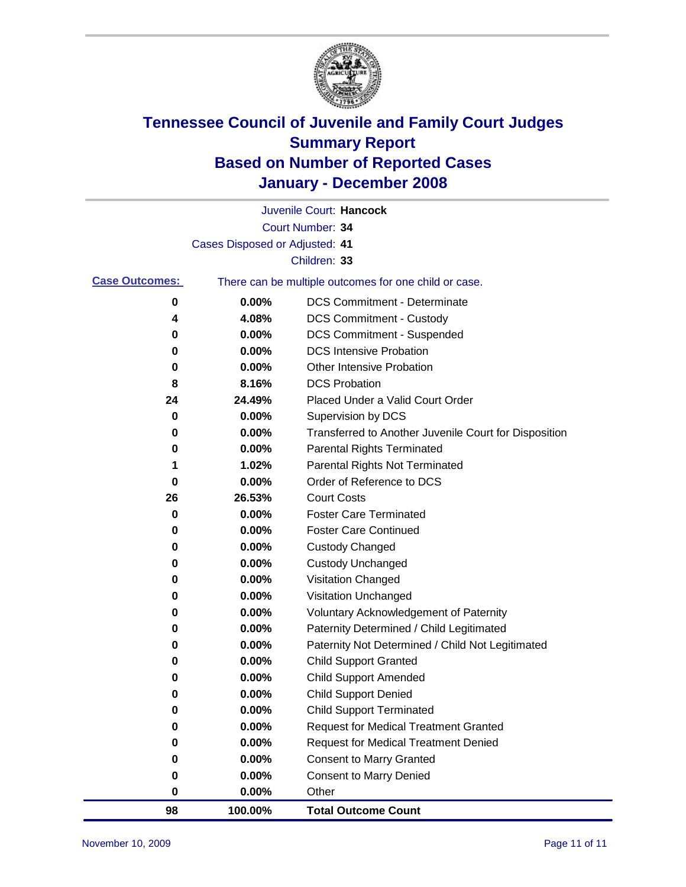# Tennessee Council of Juvenile and Family Court Judges
# Summary Report
# Based on Number of Reported Cases
# January - December 2008

Juvenile Court: **Hancock**

Court Number: **34**

Cases Disposed or Adjusted: **41**

Children: **33**

**Case Outcomes:** There can be multiple outcomes for one child or case.

| | | |
|---|---|---|
| 0 | 0.00% | DCS Commitment - Determinate |
| 4 | 4.08% | DCS Commitment - Custody |
| 0 | 0.00% | DCS Commitment - Suspended |
| 0 | 0.00% | DCS Intensive Probation |
| 0 | 0.00% | Other Intensive Probation |
| 8 | 8.16% | DCS Probation |
| 24 | 24.49% | Placed Under a Valid Court Order |
| 0 | 0.00% | Supervision by DCS |
| 0 | 0.00% | Transferred to Another Juvenile Court for Disposition |
| 0 | 0.00% | Parental Rights Terminated |
| 1 | 1.02% | Parental Rights Not Terminated |
| 0 | 0.00% | Order of Reference to DCS |
| 26 | 26.53% | Court Costs |
| 0 | 0.00% | Foster Care Terminated |
| 0 | 0.00% | Foster Care Continued |
| 0 | 0.00% | Custody Changed |
| 0 | 0.00% | Custody Unchanged |
| 0 | 0.00% | Visitation Changed |
| 0 | 0.00% | Visitation Unchanged |
| 0 | 0.00% | Voluntary Acknowledgement of Paternity |
| 0 | 0.00% | Paternity Determined / Child Legitimated |
| 0 | 0.00% | Paternity Not Determined / Child Not Legitimated |
| 0 | 0.00% | Child Support Granted |
| 0 | 0.00% | Child Support Amended |
| 0 | 0.00% | Child Support Denied |
| 0 | 0.00% | Child Support Terminated |
| 0 | 0.00% | Request for Medical Treatment Granted |
| 0 | 0.00% | Request for Medical Treatment Denied |
| 0 | 0.00% | Consent to Marry Granted |
| 0 | 0.00% | Consent to Marry Denied |
| 0 | 0.00% | Other |
| **98** | **100.00%** | **Total Outcome Count** |

November 10, 2009